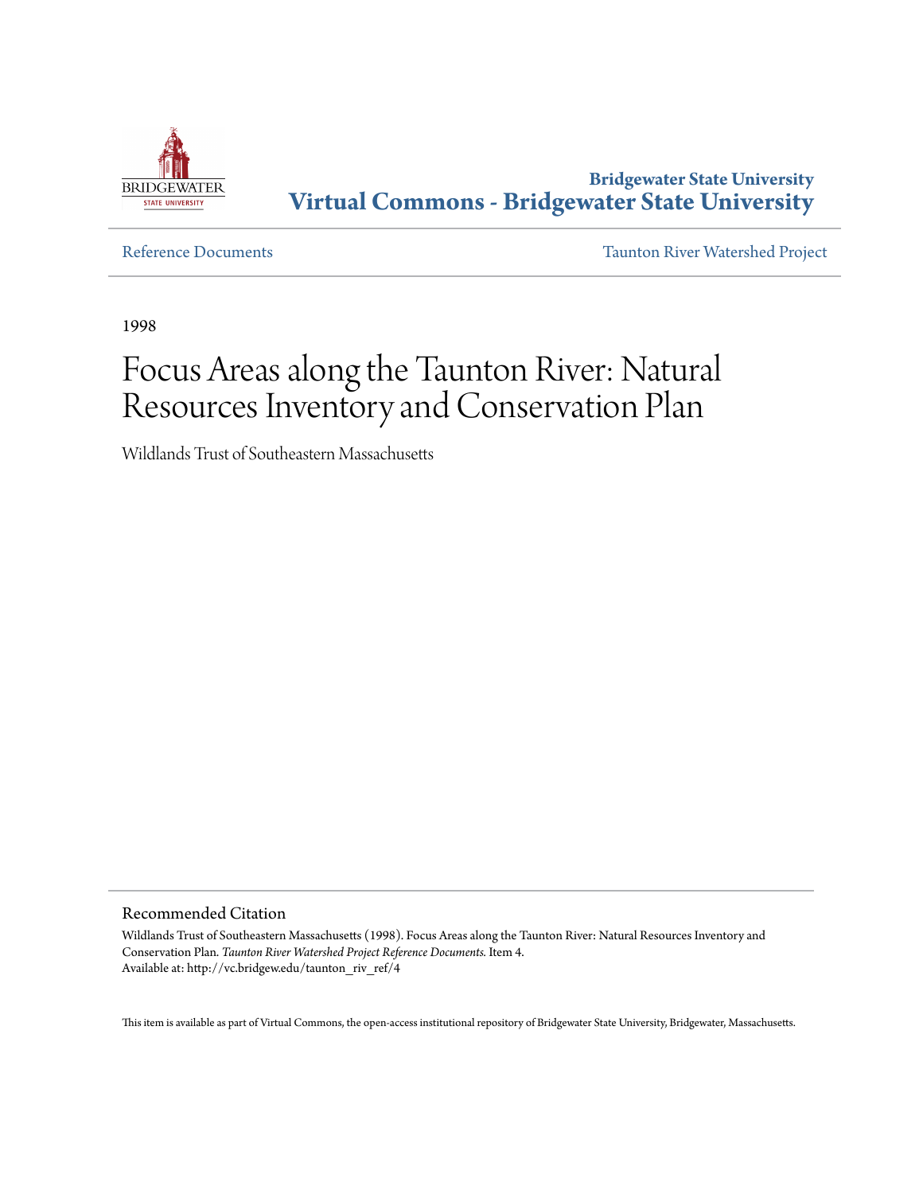Bridgewater State University
**Virtual Commons - Bridgewater State University**

Reference Documents | Taunton River Watershed Project

1998

# Focus Areas along the Taunton River: Natural Resources Inventory and Conservation Plan

Wildlands Trust of Southeastern Massachusetts

## Recommended Citation

Wildlands Trust of Southeastern Massachusetts (1998). Focus Areas along the Taunton River: Natural Resources Inventory and Conservation Plan. *Taunton River Watershed Project Reference Documents.* Item 4.
Available at: http://vc.bridgew.edu/taunton_riv_ref/4

This item is available as part of Virtual Commons, the open-access institutional repository of Bridgewater State University, Bridgewater, Massachusetts.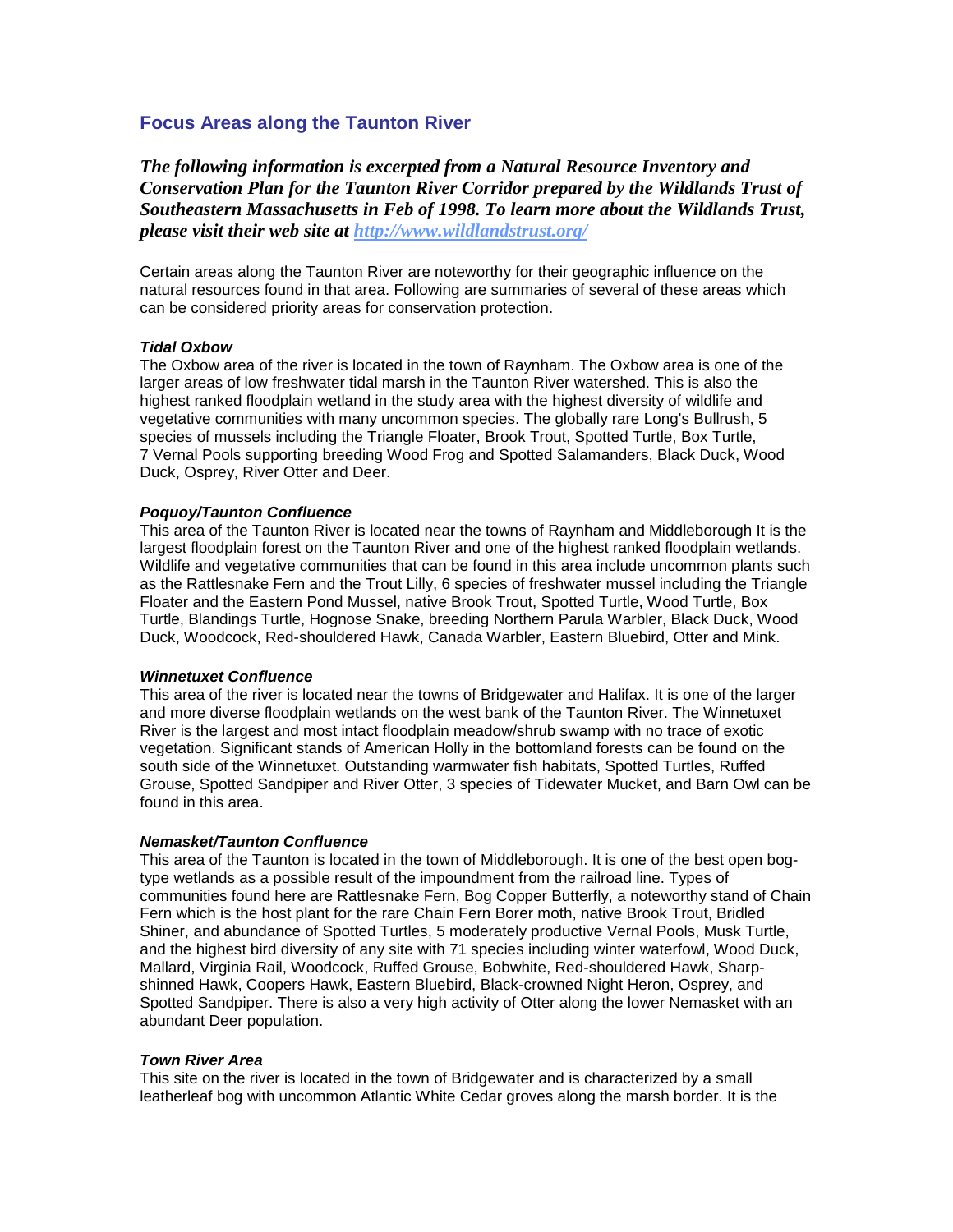## Focus Areas along the Taunton River

***The following information is excerpted from a Natural Resource Inventory and Conservation Plan for the Taunton River Corridor prepared by the Wildlands Trust of Southeastern Massachusetts in Feb of 1998. To learn more about the Wildlands Trust, please visit their web site at [http://www.wildlandstrust.org/](http://www.wildlandstrust.org/)***

Certain areas along the Taunton River are noteworthy for their geographic influence on the natural resources found in that area. Following are summaries of several of these areas which can be considered priority areas for conservation protection.

### *Tidal Oxbow*

The Oxbow area of the river is located in the town of Raynham. The Oxbow area is one of the larger areas of low freshwater tidal marsh in the Taunton River watershed. This is also the highest ranked floodplain wetland in the study area with the highest diversity of wildlife and vegetative communities with many uncommon species. The globally rare Long's Bullrush, 5 species of mussels including the Triangle Floater, Brook Trout, Spotted Turtle, Box Turtle, 7 Vernal Pools supporting breeding Wood Frog and Spotted Salamanders, Black Duck, Wood Duck, Osprey, River Otter and Deer.

### *Poquoy/Taunton Confluence*

This area of the Taunton River is located near the towns of Raynham and Middleborough It is the largest floodplain forest on the Taunton River and one of the highest ranked floodplain wetlands. Wildlife and vegetative communities that can be found in this area include uncommon plants such as the Rattlesnake Fern and the Trout Lilly, 6 species of freshwater mussel including the Triangle Floater and the Eastern Pond Mussel, native Brook Trout, Spotted Turtle, Wood Turtle, Box Turtle, Blandings Turtle, Hognose Snake, breeding Northern Parula Warbler, Black Duck, Wood Duck, Woodcock, Red-shouldered Hawk, Canada Warbler, Eastern Bluebird, Otter and Mink.

### *Winnetuxet Confluence*

This area of the river is located near the towns of Bridgewater and Halifax. It is one of the larger and more diverse floodplain wetlands on the west bank of the Taunton River. The Winnetuxet River is the largest and most intact floodplain meadow/shrub swamp with no trace of exotic vegetation. Significant stands of American Holly in the bottomland forests can be found on the south side of the Winnetuxet. Outstanding warmwater fish habitats, Spotted Turtles, Ruffed Grouse, Spotted Sandpiper and River Otter, 3 species of Tidewater Mucket, and Barn Owl can be found in this area.

### *Nemasket/Taunton Confluence*

This area of the Taunton is located in the town of Middleborough. It is one of the best open bog-type wetlands as a possible result of the impoundment from the railroad line. Types of communities found here are Rattlesnake Fern, Bog Copper Butterfly, a noteworthy stand of Chain Fern which is the host plant for the rare Chain Fern Borer moth, native Brook Trout, Bridled Shiner, and abundance of Spotted Turtles, 5 moderately productive Vernal Pools, Musk Turtle, and the highest bird diversity of any site with 71 species including winter waterfowl, Wood Duck, Mallard, Virginia Rail, Woodcock, Ruffed Grouse, Bobwhite, Red-shouldered Hawk, Sharp-shinned Hawk, Coopers Hawk, Eastern Bluebird, Black-crowned Night Heron, Osprey, and Spotted Sandpiper. There is also a very high activity of Otter along the lower Nemasket with an abundant Deer population.

### *Town River Area*

This site on the river is located in the town of Bridgewater and is characterized by a small leatherleaf bog with uncommon Atlantic White Cedar groves along the marsh border. It is the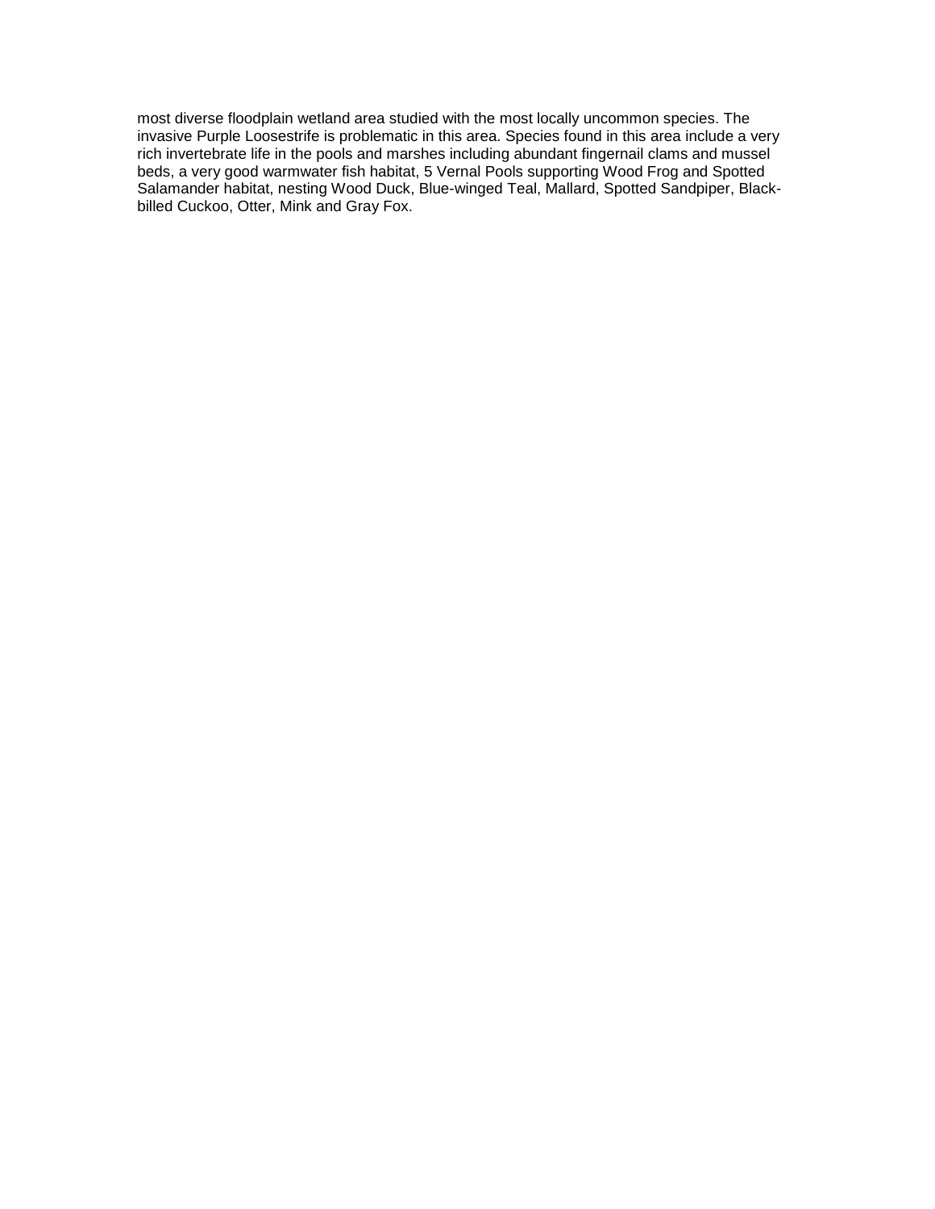most diverse floodplain wetland area studied with the most locally uncommon species. The invasive Purple Loosestrife is problematic in this area. Species found in this area include a very rich invertebrate life in the pools and marshes including abundant fingernail clams and mussel beds, a very good warmwater fish habitat, 5 Vernal Pools supporting Wood Frog and Spotted Salamander habitat, nesting Wood Duck, Blue-winged Teal, Mallard, Spotted Sandpiper, Black-billed Cuckoo, Otter, Mink and Gray Fox.